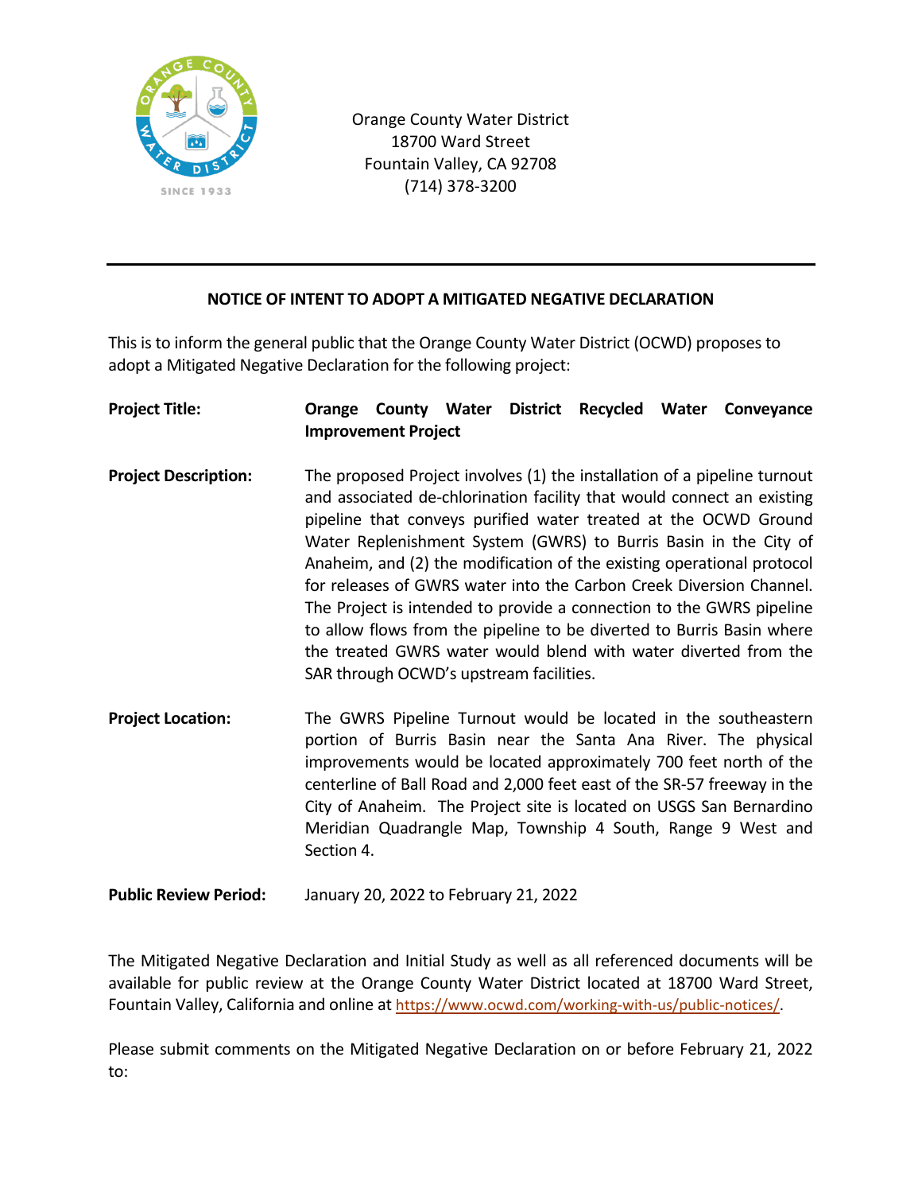Orange County Water District
18700 Ward Street
Fountain Valley, CA 92708
(714) 378-3200

---

## NOTICE OF INTENT TO ADOPT A MITIGATED NEGATIVE DECLARATION

This is to inform the general public that the Orange County Water District (OCWD) proposes to adopt a Mitigated Negative Declaration for the following project:

**Project Title:** **Orange County Water District Recycled Water Conveyance Improvement Project**

**Project Description:** The proposed Project involves (1) the installation of a pipeline turnout and associated de-chlorination facility that would connect an existing pipeline that conveys purified water treated at the OCWD Ground Water Replenishment System (GWRS) to Burris Basin in the City of Anaheim, and (2) the modification of the existing operational protocol for releases of GWRS water into the Carbon Creek Diversion Channel. The Project is intended to provide a connection to the GWRS pipeline to allow flows from the pipeline to be diverted to Burris Basin where the treated GWRS water would blend with water diverted from the SAR through OCWD's upstream facilities.

**Project Location:** The GWRS Pipeline Turnout would be located in the southeastern portion of Burris Basin near the Santa Ana River. The physical improvements would be located approximately 700 feet north of the centerline of Ball Road and 2,000 feet east of the SR-57 freeway in the City of Anaheim. The Project site is located on USGS San Bernardino Meridian Quadrangle Map, Township 4 South, Range 9 West and Section 4.

**Public Review Period:** January 20, 2022 to February 21, 2022

The Mitigated Negative Declaration and Initial Study as well as all referenced documents will be available for public review at the Orange County Water District located at 18700 Ward Street, Fountain Valley, California and online at https://www.ocwd.com/working-with-us/public-notices/.

Please submit comments on the Mitigated Negative Declaration on or before February 21, 2022 to: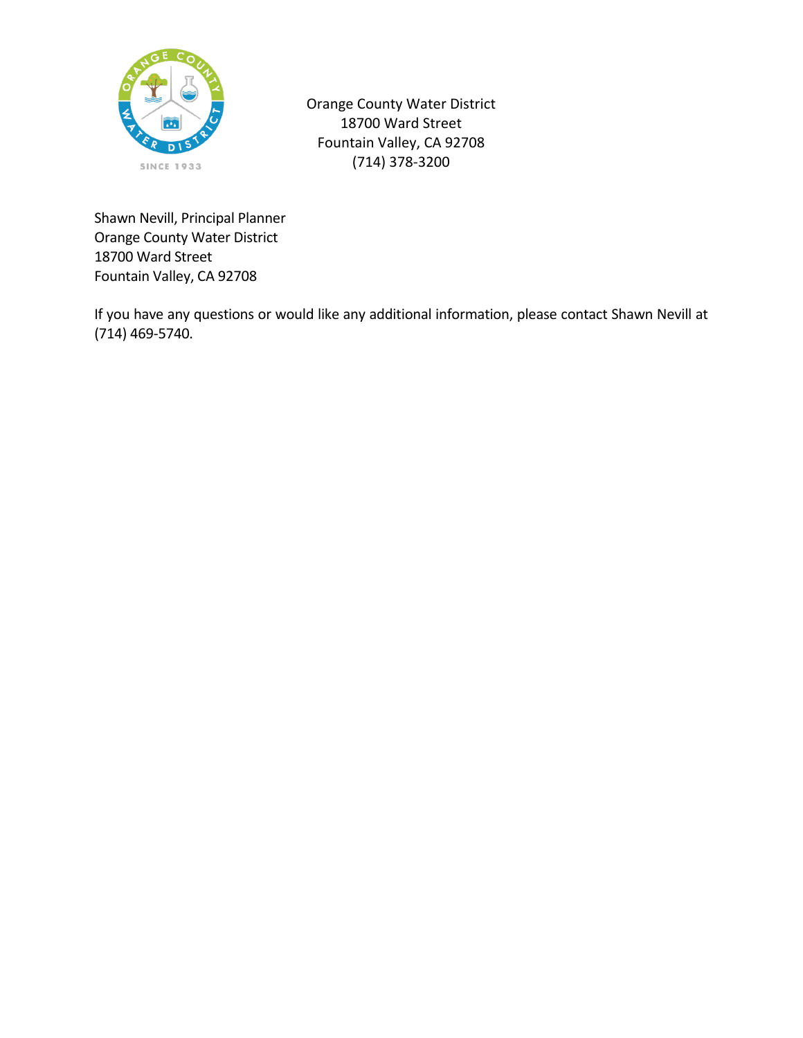Orange County Water District
18700 Ward Street
Fountain Valley, CA 92708
(714) 378-3200

Shawn Nevill, Principal Planner
Orange County Water District
18700 Ward Street
Fountain Valley, CA 92708

If you have any questions or would like any additional information, please contact Shawn Nevill at (714) 469-5740.